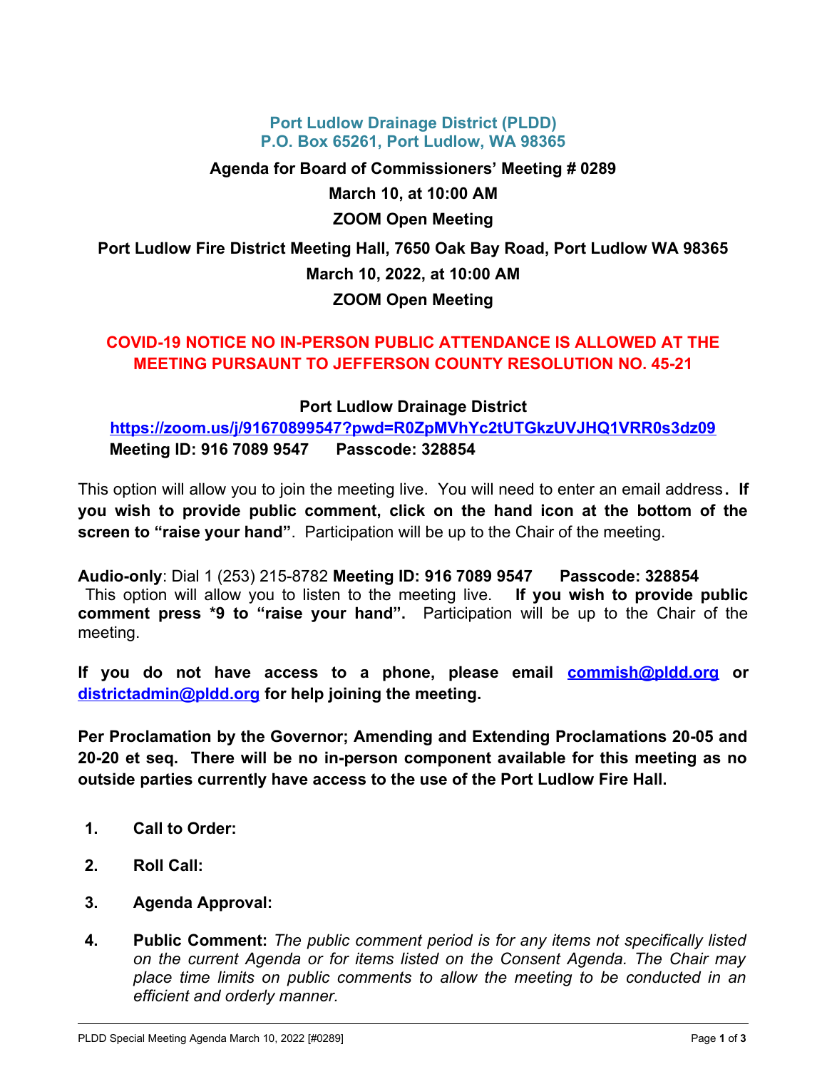**Port Ludlow Drainage District (PLDD)**
**P.O. Box 65261, Port Ludlow, WA 98365**

**Agenda for Board of Commissioners' Meeting # 0289**

**March 10, at 10:00 AM**

**ZOOM Open Meeting**

**Port Ludlow Fire District Meeting Hall, 7650 Oak Bay Road, Port Ludlow WA 98365**

**March 10, 2022, at 10:00 AM**

**ZOOM Open Meeting**

**COVID-19 NOTICE NO IN-PERSON PUBLIC ATTENDANCE IS ALLOWED AT THE MEETING PURSAUNT TO JEFFERSON COUNTY RESOLUTION NO. 45-21**

**Port Ludlow Drainage District**

**https://zoom.us/j/91670899547?pwd=R0ZpMVhYc2tUTGkzUVJHQ1VRR0s3dz09**

**Meeting ID: 916 7089 9547 Passcode: 328854**

This option will allow you to join the meeting live. You will need to enter an email address**. If you wish to provide public comment, click on the hand icon at the bottom of the screen to "raise your hand"**. Participation will be up to the Chair of the meeting.

**Audio-only**: Dial 1 (253) 215-8782 **Meeting ID: 916 7089 9547 Passcode: 328854**
This option will allow you to listen to the meeting live. **If you wish to provide public comment press *9 to "raise your hand".** Participation will be up to the Chair of the meeting.

**If you do not have access to a phone, please email commish@pldd.org or districtadmin@pldd.org for help joining the meeting.**

**Per Proclamation by the Governor; Amending and Extending Proclamations 20-05 and 20-20 et seq. There will be no in-person component available for this meeting as no outside parties currently have access to the use of the Port Ludlow Fire Hall.**

1. **Call to Order:**
2. **Roll Call:**
3. **Agenda Approval:**
4. **Public Comment:** *The public comment period is for any items not specifically listed on the current Agenda or for items listed on the Consent Agenda. The Chair may place time limits on public comments to allow the meeting to be conducted in an efficient and orderly manner.*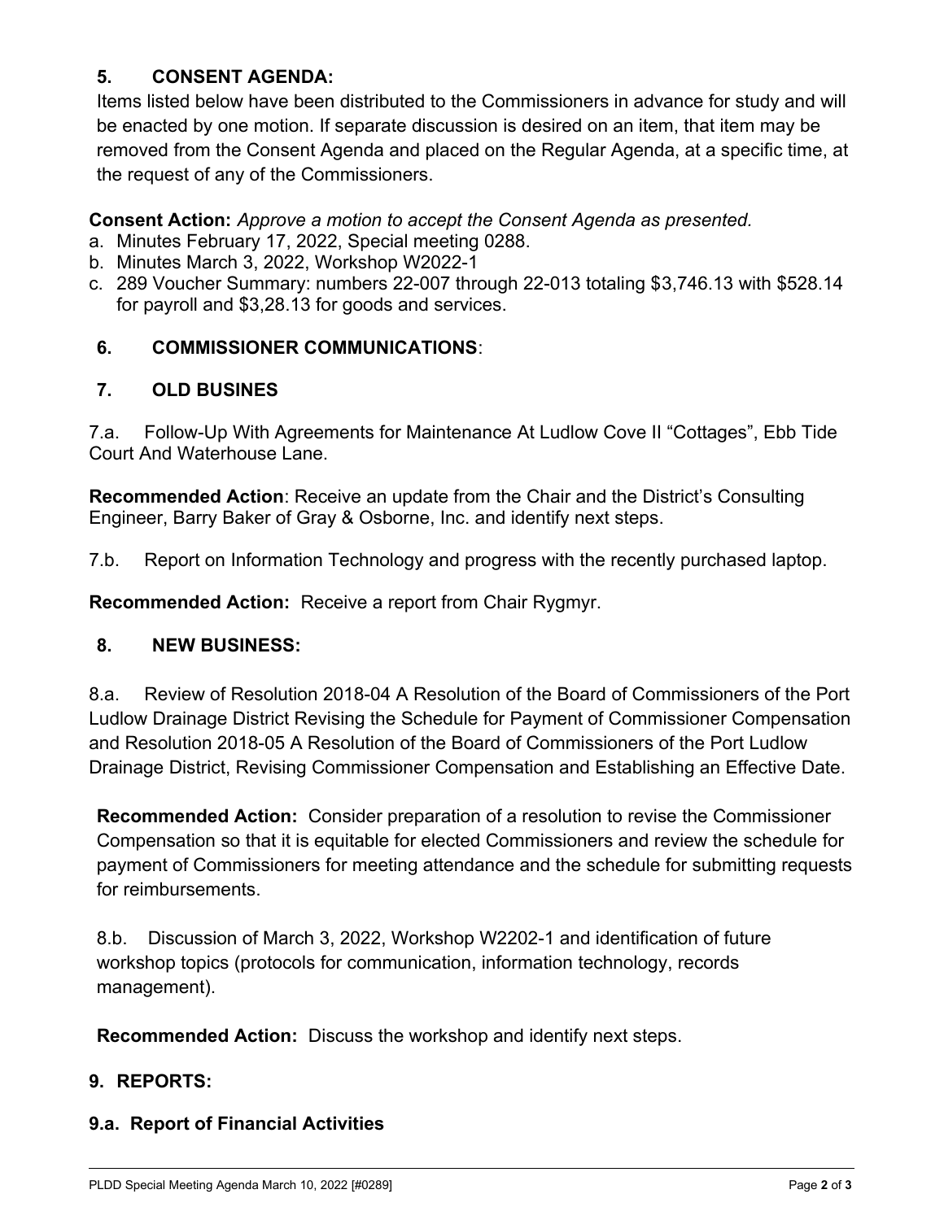## 5. CONSENT AGENDA:

Items listed below have been distributed to the Commissioners in advance for study and will be enacted by one motion. If separate discussion is desired on an item, that item may be removed from the Consent Agenda and placed on the Regular Agenda, at a specific time, at the request of any of the Commissioners.

**Consent Action:** *Approve a motion to accept the Consent Agenda as presented.*

a. Minutes February 17, 2022, Special meeting 0288.
b. Minutes March 3, 2022, Workshop W2022-1
c. 289 Voucher Summary: numbers 22-007 through 22-013 totaling $3,746.13 with $528.14 for payroll and $3,28.13 for goods and services.

## 6. COMMISSIONER COMMUNICATIONS:

## 7. OLD BUSINES

7.a. Follow-Up With Agreements for Maintenance At Ludlow Cove II "Cottages", Ebb Tide Court And Waterhouse Lane.

**Recommended Action**: Receive an update from the Chair and the District's Consulting Engineer, Barry Baker of Gray & Osborne, Inc. and identify next steps.

7.b. Report on Information Technology and progress with the recently purchased laptop.

**Recommended Action:** Receive a report from Chair Rygmyr.

## 8. NEW BUSINESS:

8.a. Review of Resolution 2018-04 A Resolution of the Board of Commissioners of the Port Ludlow Drainage District Revising the Schedule for Payment of Commissioner Compensation and Resolution 2018-05 A Resolution of the Board of Commissioners of the Port Ludlow Drainage District, Revising Commissioner Compensation and Establishing an Effective Date.

**Recommended Action:** Consider preparation of a resolution to revise the Commissioner Compensation so that it is equitable for elected Commissioners and review the schedule for payment of Commissioners for meeting attendance and the schedule for submitting requests for reimbursements.

8.b. Discussion of March 3, 2022, Workshop W2202-1 and identification of future workshop topics (protocols for communication, information technology, records management).

**Recommended Action:** Discuss the workshop and identify next steps.

## 9. REPORTS:

### 9.a. Report of Financial Activities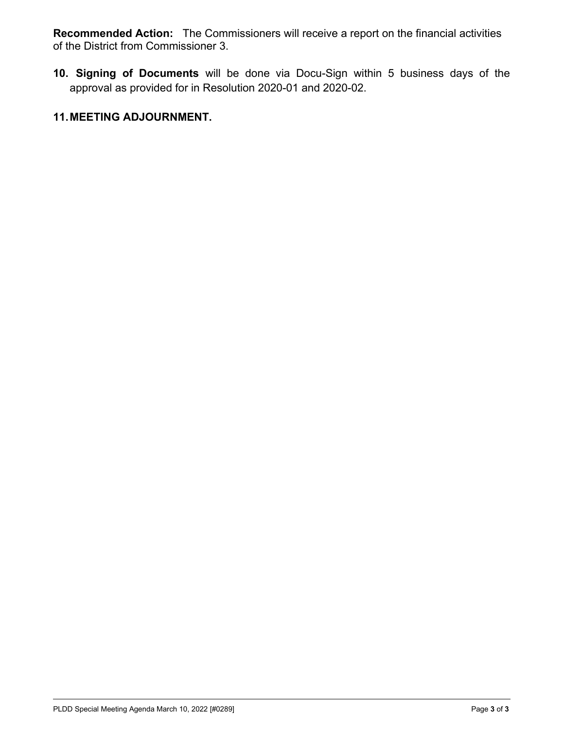**Recommended Action:** The Commissioners will receive a report on the financial activities of the District from Commissioner 3.

10. **Signing of Documents** will be done via Docu-Sign within 5 business days of the approval as provided for in Resolution 2020-01 and 2020-02.

11. **MEETING ADJOURNMENT.**